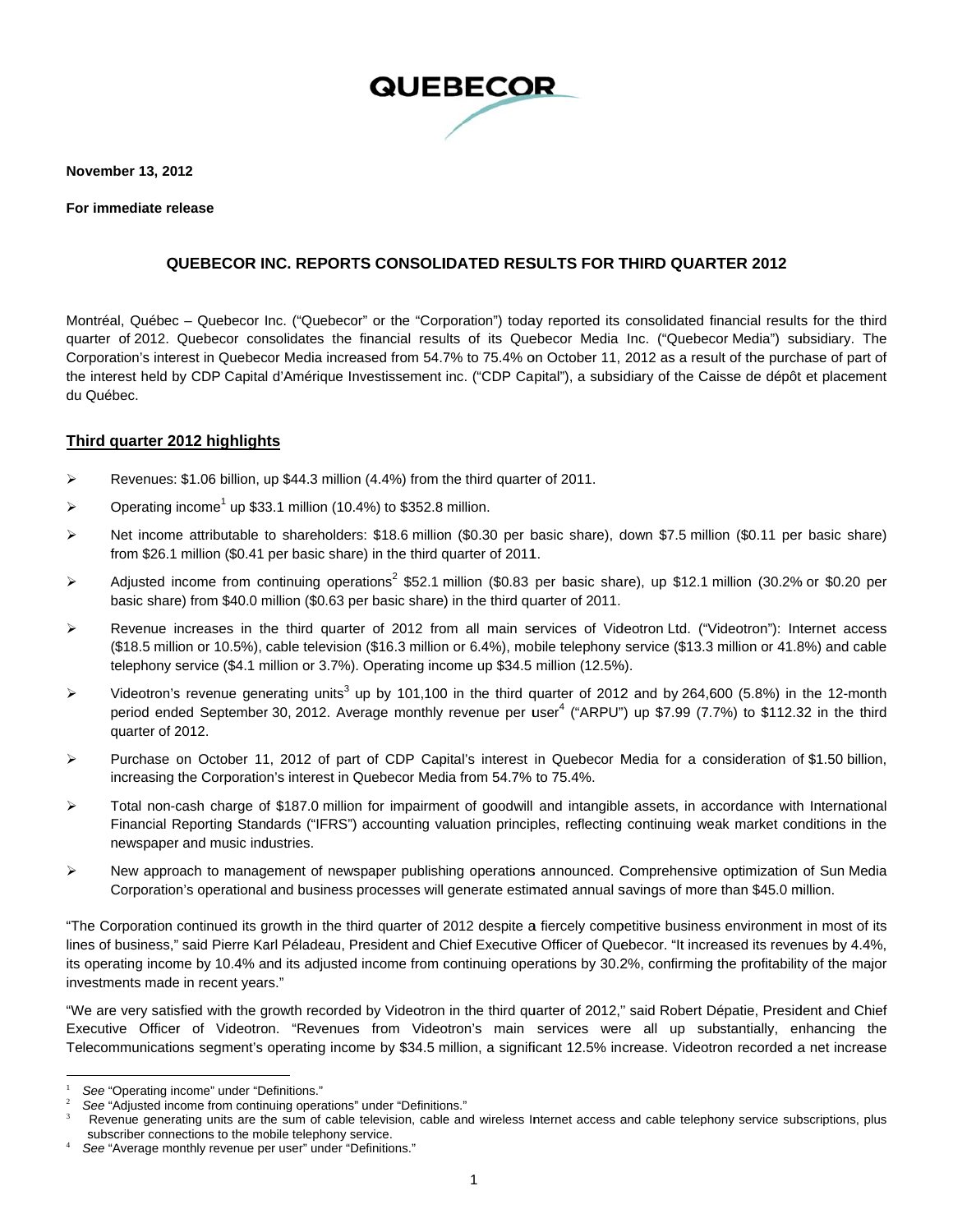QUEBECOR

**November 13, 2012**

**For immediate release**

## QUEBECOR INC. REPORTS CONSOLIDATED RESULTS FOR THIRD QUARTER 2012

Montréal, Québec – Quebecor Inc. ("Quebecor" or the "Corporation") today reported its consolidated financial results for the third quarter of 2012. Quebecor consolidates the financial results of its Quebecor Media Inc. ("Quebecor Media") subsidiary. The Corporation's interest in Quebecor Media increased from 54.7% to 75.4% on October 11, 2012 as a result of the purchase of part of the interest held by CDP Capital d'Amérique Investissement inc. ("CDP Capital"), a subsidiary of the Caisse de dépôt et placement du Québec.

### Third quarter 2012 highlights

- Revenues: $1.06 billion, up $44.3 million (4.4%) from the third quarter of 2011.
- Operating income[1] up $33.1 million (10.4%) to $352.8 million.
- Net income attributable to shareholders: $18.6 million ($0.30 per basic share), down $7.5 million ($0.11 per basic share) from $26.1 million ($0.41 per basic share) in the third quarter of 2011.
- Adjusted income from continuing operations[2] $52.1 million ($0.83 per basic share), up $12.1 million (30.2% or $0.20 per basic share) from $40.0 million ($0.63 per basic share) in the third quarter of 2011.
- Revenue increases in the third quarter of 2012 from all main services of Videotron Ltd. ("Videotron"): Internet access ($18.5 million or 10.5%), cable television ($16.3 million or 6.4%), mobile telephony service ($13.3 million or 41.8%) and cable telephony service ($4.1 million or 3.7%). Operating income up $34.5 million (12.5%).
- Videotron's revenue generating units[3] up by 101,100 in the third quarter of 2012 and by 264,600 (5.8%) in the 12-month period ended September 30, 2012. Average monthly revenue per user[4] ("ARPU") up $7.99 (7.7%) to $112.32 in the third quarter of 2012.
- Purchase on October 11, 2012 of part of CDP Capital's interest in Quebecor Media for a consideration of $1.50 billion, increasing the Corporation's interest in Quebecor Media from 54.7% to 75.4%.
- Total non-cash charge of $187.0 million for impairment of goodwill and intangible assets, in accordance with International Financial Reporting Standards ("IFRS") accounting valuation principles, reflecting continuing weak market conditions in the newspaper and music industries.
- New approach to management of newspaper publishing operations announced. Comprehensive optimization of Sun Media Corporation's operational and business processes will generate estimated annual savings of more than $45.0 million.

"The Corporation continued its growth in the third quarter of 2012 despite a fiercely competitive business environment in most of its lines of business," said Pierre Karl Péladeau, President and Chief Executive Officer of Quebecor. "It increased its revenues by 4.4%, its operating income by 10.4% and its adjusted income from continuing operations by 30.2%, confirming the profitability of the major investments made in recent years."

"We are very satisfied with the growth recorded by Videotron in the third quarter of 2012," said Robert Dépatie, President and Chief Executive Officer of Videotron. "Revenues from Videotron's main services were all up substantially, enhancing the Telecommunications segment's operating income by $34.5 million, a significant 12.5% increase. Videotron recorded a net increase

---

[1] *See* "Operating income" under "Definitions."

[2] *See* "Adjusted income from continuing operations" under "Definitions."

[3] Revenue generating units are the sum of cable television, cable and wireless Internet access and cable telephony service subscriptions, plus subscriber connections to the mobile telephony service.

[4] *See* "Average monthly revenue per user" under "Definitions."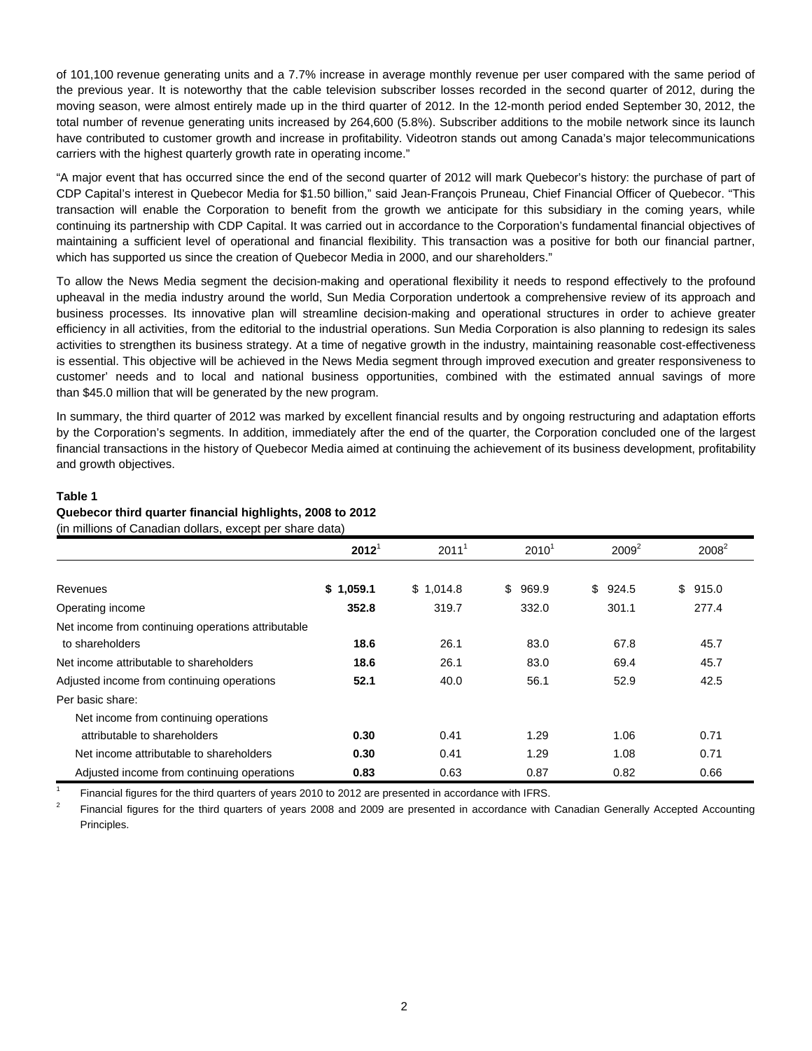of 101,100 revenue generating units and a 7.7% increase in average monthly revenue per user compared with the same period of the previous year. It is noteworthy that the cable television subscriber losses recorded in the second quarter of 2012, during the moving season, were almost entirely made up in the third quarter of 2012. In the 12-month period ended September 30, 2012, the total number of revenue generating units increased by 264,600 (5.8%). Subscriber additions to the mobile network since its launch have contributed to customer growth and increase in profitability. Videotron stands out among Canada's major telecommunications carriers with the highest quarterly growth rate in operating income."

"A major event that has occurred since the end of the second quarter of 2012 will mark Quebecor's history: the purchase of part of CDP Capital's interest in Quebecor Media for $1.50 billion," said Jean-François Pruneau, Chief Financial Officer of Quebecor. "This transaction will enable the Corporation to benefit from the growth we anticipate for this subsidiary in the coming years, while continuing its partnership with CDP Capital. It was carried out in accordance to the Corporation's fundamental financial objectives of maintaining a sufficient level of operational and financial flexibility. This transaction was a positive for both our financial partner, which has supported us since the creation of Quebecor Media in 2000, and our shareholders."

To allow the News Media segment the decision-making and operational flexibility it needs to respond effectively to the profound upheaval in the media industry around the world, Sun Media Corporation undertook a comprehensive review of its approach and business processes. Its innovative plan will streamline decision-making and operational structures in order to achieve greater efficiency in all activities, from the editorial to the industrial operations. Sun Media Corporation is also planning to redesign its sales activities to strengthen its business strategy. At a time of negative growth in the industry, maintaining reasonable cost-effectiveness is essential. This objective will be achieved in the News Media segment through improved execution and greater responsiveness to customer' needs and to local and national business opportunities, combined with the estimated annual savings of more than $45.0 million that will be generated by the new program.

In summary, the third quarter of 2012 was marked by excellent financial results and by ongoing restructuring and adaptation efforts by the Corporation's segments. In addition, immediately after the end of the quarter, the Corporation concluded one of the largest financial transactions in the history of Quebecor Media aimed at continuing the achievement of its business development, profitability and growth objectives.

**Table 1**
**Quebecor third quarter financial highlights, 2008 to 2012**
(in millions of Canadian dollars, except per share data)

| | **2012**[1] | 2011[1] | 2010[1] | 2009[2] | 2008[2] |
|---|---|---|---|---|---|
| Revenues | **$ 1,059.1** | $ 1,014.8 | $ 969.9 | $ 924.5 | $ 915.0 |
| Operating income | **352.8** | 319.7 | 332.0 | 301.1 | 277.4 |
| Net income from continuing operations attributable to shareholders | **18.6** | 26.1 | 83.0 | 67.8 | 45.7 |
| Net income attributable to shareholders | **18.6** | 26.1 | 83.0 | 69.4 | 45.7 |
| Adjusted income from continuing operations | **52.1** | 40.0 | 56.1 | 52.9 | 42.5 |
| Per basic share: | | | | | |
| Net income from continuing operations attributable to shareholders | **0.30** | 0.41 | 1.29 | 1.06 | 0.71 |
| Net income attributable to shareholders | **0.30** | 0.41 | 1.29 | 1.08 | 0.71 |
| Adjusted income from continuing operations | **0.83** | 0.63 | 0.87 | 0.82 | 0.66 |

[1] Financial figures for the third quarters of years 2010 to 2012 are presented in accordance with IFRS.

[2] Financial figures for the third quarters of years 2008 and 2009 are presented in accordance with Canadian Generally Accepted Accounting Principles.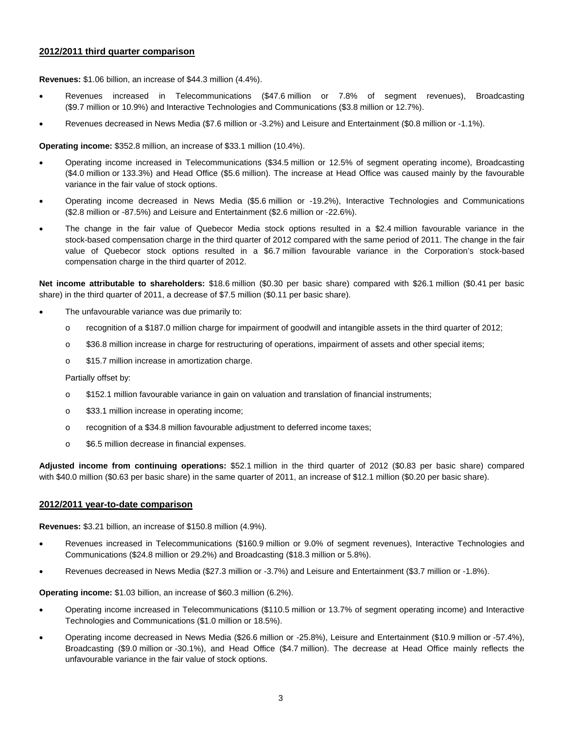## 2012/2011 third quarter comparison

**Revenues:** $1.06 billion, an increase of $44.3 million (4.4%).

- Revenues increased in Telecommunications ($47.6 million or 7.8% of segment revenues), Broadcasting ($9.7 million or 10.9%) and Interactive Technologies and Communications ($3.8 million or 12.7%).
- Revenues decreased in News Media ($7.6 million or -3.2%) and Leisure and Entertainment ($0.8 million or -1.1%).

**Operating income:** $352.8 million, an increase of $33.1 million (10.4%).

- Operating income increased in Telecommunications ($34.5 million or 12.5% of segment operating income), Broadcasting ($4.0 million or 133.3%) and Head Office ($5.6 million). The increase at Head Office was caused mainly by the favourable variance in the fair value of stock options.
- Operating income decreased in News Media ($5.6 million or -19.2%), Interactive Technologies and Communications ($2.8 million or -87.5%) and Leisure and Entertainment ($2.6 million or -22.6%).
- The change in the fair value of Quebecor Media stock options resulted in a $2.4 million favourable variance in the stock-based compensation charge in the third quarter of 2012 compared with the same period of 2011. The change in the fair value of Quebecor stock options resulted in a $6.7 million favourable variance in the Corporation's stock-based compensation charge in the third quarter of 2012.

**Net income attributable to shareholders:** $18.6 million ($0.30 per basic share) compared with $26.1 million ($0.41 per basic share) in the third quarter of 2011, a decrease of $7.5 million ($0.11 per basic share).

- The unfavourable variance was due primarily to:
  - recognition of a $187.0 million charge for impairment of goodwill and intangible assets in the third quarter of 2012;
  - $36.8 million increase in charge for restructuring of operations, impairment of assets and other special items;
  - $15.7 million increase in amortization charge.

  Partially offset by:

  - $152.1 million favourable variance in gain on valuation and translation of financial instruments;
  - $33.1 million increase in operating income;
  - recognition of a $34.8 million favourable adjustment to deferred income taxes;
  - $6.5 million decrease in financial expenses.

**Adjusted income from continuing operations:** $52.1 million in the third quarter of 2012 ($0.83 per basic share) compared with $40.0 million ($0.63 per basic share) in the same quarter of 2011, an increase of $12.1 million ($0.20 per basic share).

## 2012/2011 year-to-date comparison

**Revenues:** $3.21 billion, an increase of $150.8 million (4.9%).

- Revenues increased in Telecommunications ($160.9 million or 9.0% of segment revenues), Interactive Technologies and Communications ($24.8 million or 29.2%) and Broadcasting ($18.3 million or 5.8%).
- Revenues decreased in News Media ($27.3 million or -3.7%) and Leisure and Entertainment ($3.7 million or -1.8%).

**Operating income:** $1.03 billion, an increase of $60.3 million (6.2%).

- Operating income increased in Telecommunications ($110.5 million or 13.7% of segment operating income) and Interactive Technologies and Communications ($1.0 million or 18.5%).
- Operating income decreased in News Media ($26.6 million or -25.8%), Leisure and Entertainment ($10.9 million or -57.4%), Broadcasting ($9.0 million or -30.1%), and Head Office ($4.7 million). The decrease at Head Office mainly reflects the unfavourable variance in the fair value of stock options.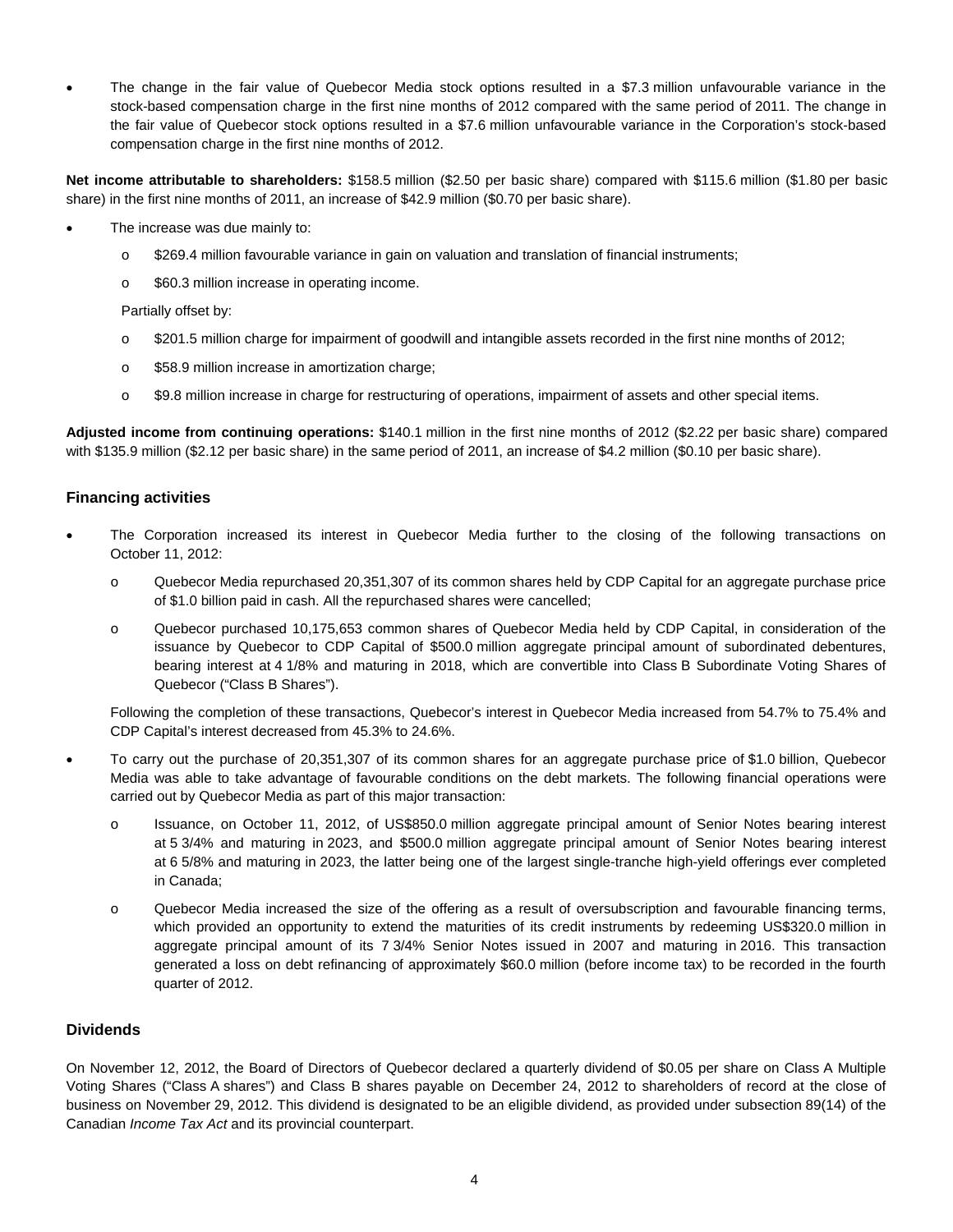- The change in the fair value of Quebecor Media stock options resulted in a $7.3 million unfavourable variance in the stock-based compensation charge in the first nine months of 2012 compared with the same period of 2011. The change in the fair value of Quebecor stock options resulted in a $7.6 million unfavourable variance in the Corporation's stock-based compensation charge in the first nine months of 2012.

**Net income attributable to shareholders:** $158.5 million ($2.50 per basic share) compared with $115.6 million ($1.80 per basic share) in the first nine months of 2011, an increase of $42.9 million ($0.70 per basic share).

- The increase was due mainly to:
  - $269.4 million favourable variance in gain on valuation and translation of financial instruments;
  - $60.3 million increase in operating income.

  Partially offset by:
  - $201.5 million charge for impairment of goodwill and intangible assets recorded in the first nine months of 2012;
  - $58.9 million increase in amortization charge;
  - $9.8 million increase in charge for restructuring of operations, impairment of assets and other special items.

**Adjusted income from continuing operations:** $140.1 million in the first nine months of 2012 ($2.22 per basic share) compared with $135.9 million ($2.12 per basic share) in the same period of 2011, an increase of $4.2 million ($0.10 per basic share).

## Financing activities

- The Corporation increased its interest in Quebecor Media further to the closing of the following transactions on October 11, 2012:
  - Quebecor Media repurchased 20,351,307 of its common shares held by CDP Capital for an aggregate purchase price of $1.0 billion paid in cash. All the repurchased shares were cancelled;
  - Quebecor purchased 10,175,653 common shares of Quebecor Media held by CDP Capital, in consideration of the issuance by Quebecor to CDP Capital of $500.0 million aggregate principal amount of subordinated debentures, bearing interest at 4 1/8% and maturing in 2018, which are convertible into Class B Subordinate Voting Shares of Quebecor ("Class B Shares").

  Following the completion of these transactions, Quebecor's interest in Quebecor Media increased from 54.7% to 75.4% and CDP Capital's interest decreased from 45.3% to 24.6%.

- To carry out the purchase of 20,351,307 of its common shares for an aggregate purchase price of $1.0 billion, Quebecor Media was able to take advantage of favourable conditions on the debt markets. The following financial operations were carried out by Quebecor Media as part of this major transaction:
  - Issuance, on October 11, 2012, of US$850.0 million aggregate principal amount of Senior Notes bearing interest at 5 3/4% and maturing in 2023, and $500.0 million aggregate principal amount of Senior Notes bearing interest at 6 5/8% and maturing in 2023, the latter being one of the largest single-tranche high-yield offerings ever completed in Canada;
  - Quebecor Media increased the size of the offering as a result of oversubscription and favourable financing terms, which provided an opportunity to extend the maturities of its credit instruments by redeeming US$320.0 million in aggregate principal amount of its 7 3/4% Senior Notes issued in 2007 and maturing in 2016. This transaction generated a loss on debt refinancing of approximately $60.0 million (before income tax) to be recorded in the fourth quarter of 2012.

## Dividends

On November 12, 2012, the Board of Directors of Quebecor declared a quarterly dividend of $0.05 per share on Class A Multiple Voting Shares ("Class A shares") and Class B shares payable on December 24, 2012 to shareholders of record at the close of business on November 29, 2012. This dividend is designated to be an eligible dividend, as provided under subsection 89(14) of the Canadian *Income Tax Act* and its provincial counterpart.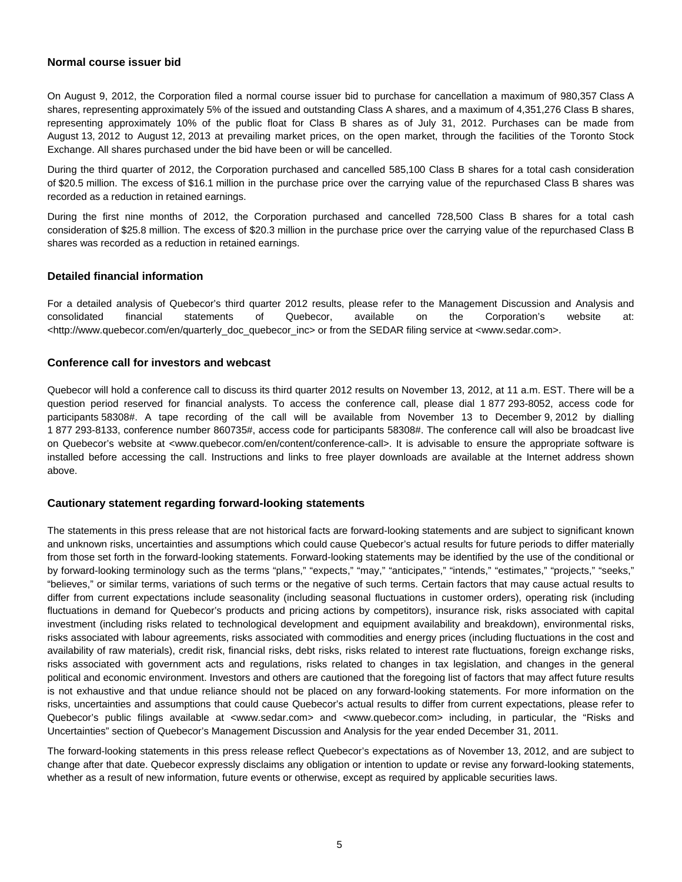### Normal course issuer bid

On August 9, 2012, the Corporation filed a normal course issuer bid to purchase for cancellation a maximum of 980,357 Class A shares, representing approximately 5% of the issued and outstanding Class A shares, and a maximum of 4,351,276 Class B shares, representing approximately 10% of the public float for Class B shares as of July 31, 2012. Purchases can be made from August 13, 2012 to August 12, 2013 at prevailing market prices, on the open market, through the facilities of the Toronto Stock Exchange. All shares purchased under the bid have been or will be cancelled.

During the third quarter of 2012, the Corporation purchased and cancelled 585,100 Class B shares for a total cash consideration of $20.5 million. The excess of $16.1 million in the purchase price over the carrying value of the repurchased Class B shares was recorded as a reduction in retained earnings.

During the first nine months of 2012, the Corporation purchased and cancelled 728,500 Class B shares for a total cash consideration of $25.8 million. The excess of $20.3 million in the purchase price over the carrying value of the repurchased Class B shares was recorded as a reduction in retained earnings.

### Detailed financial information

For a detailed analysis of Quebecor's third quarter 2012 results, please refer to the Management Discussion and Analysis and consolidated financial statements of Quebecor, available on the Corporation's website at: <http://www.quebecor.com/en/quarterly_doc_quebecor_inc> or from the SEDAR filing service at <www.sedar.com>.

### Conference call for investors and webcast

Quebecor will hold a conference call to discuss its third quarter 2012 results on November 13, 2012, at 11 a.m. EST. There will be a question period reserved for financial analysts. To access the conference call, please dial 1 877 293-8052, access code for participants 58308#. A tape recording of the call will be available from November 13 to December 9, 2012 by dialling 1 877 293-8133, conference number 860735#, access code for participants 58308#. The conference call will also be broadcast live on Quebecor's website at <www.quebecor.com/en/content/conference-call>. It is advisable to ensure the appropriate software is installed before accessing the call. Instructions and links to free player downloads are available at the Internet address shown above.

### Cautionary statement regarding forward-looking statements

The statements in this press release that are not historical facts are forward-looking statements and are subject to significant known and unknown risks, uncertainties and assumptions which could cause Quebecor's actual results for future periods to differ materially from those set forth in the forward-looking statements. Forward-looking statements may be identified by the use of the conditional or by forward-looking terminology such as the terms "plans," "expects," "may," "anticipates," "intends," "estimates," "projects," "seeks," "believes," or similar terms, variations of such terms or the negative of such terms. Certain factors that may cause actual results to differ from current expectations include seasonality (including seasonal fluctuations in customer orders), operating risk (including fluctuations in demand for Quebecor's products and pricing actions by competitors), insurance risk, risks associated with capital investment (including risks related to technological development and equipment availability and breakdown), environmental risks, risks associated with labour agreements, risks associated with commodities and energy prices (including fluctuations in the cost and availability of raw materials), credit risk, financial risks, debt risks, risks related to interest rate fluctuations, foreign exchange risks, risks associated with government acts and regulations, risks related to changes in tax legislation, and changes in the general political and economic environment. Investors and others are cautioned that the foregoing list of factors that may affect future results is not exhaustive and that undue reliance should not be placed on any forward-looking statements. For more information on the risks, uncertainties and assumptions that could cause Quebecor's actual results to differ from current expectations, please refer to Quebecor's public filings available at <www.sedar.com> and <www.quebecor.com> including, in particular, the "Risks and Uncertainties" section of Quebecor's Management Discussion and Analysis for the year ended December 31, 2011.

The forward-looking statements in this press release reflect Quebecor's expectations as of November 13, 2012, and are subject to change after that date. Quebecor expressly disclaims any obligation or intention to update or revise any forward-looking statements, whether as a result of new information, future events or otherwise, except as required by applicable securities laws.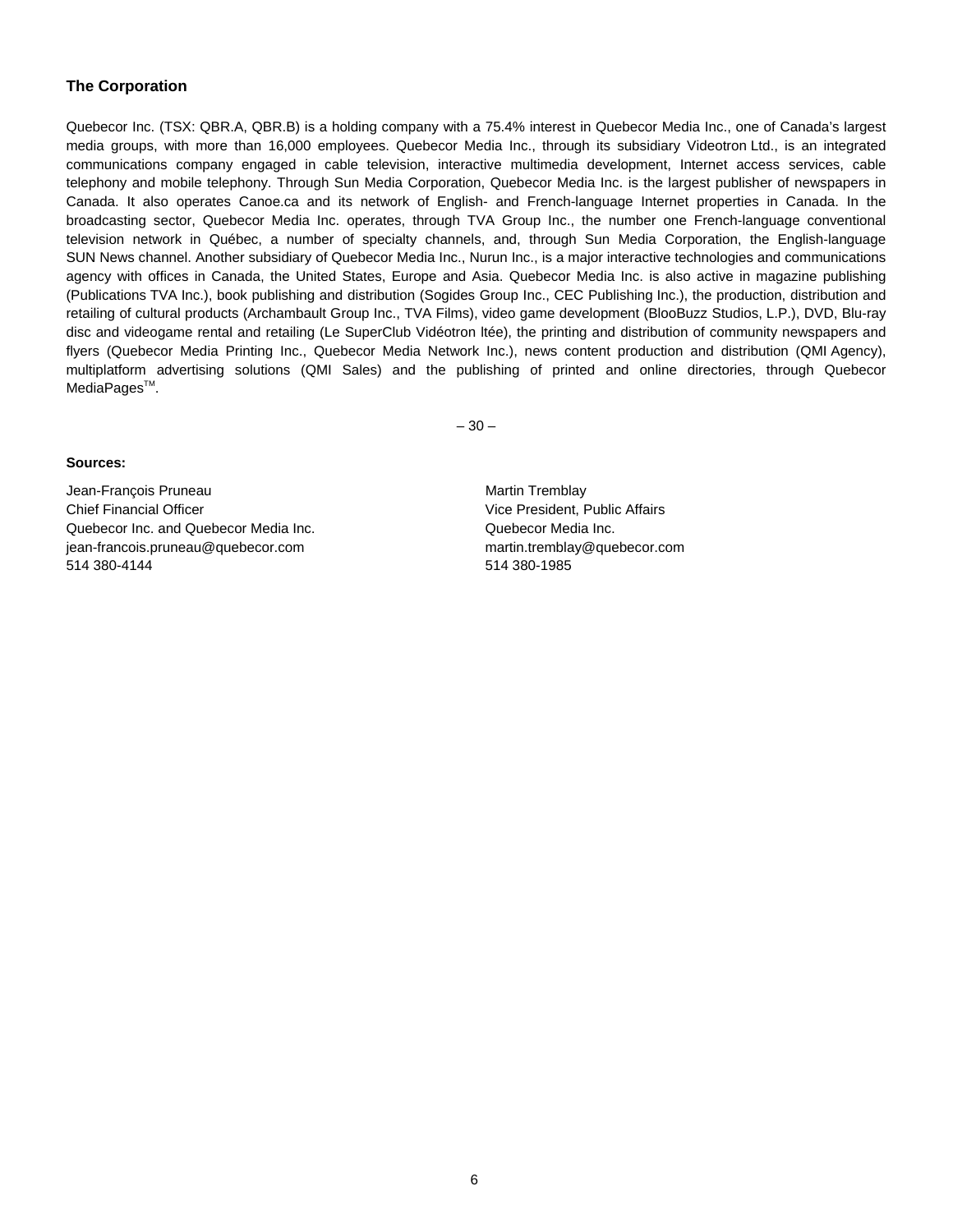### The Corporation

Quebecor Inc. (TSX: QBR.A, QBR.B) is a holding company with a 75.4% interest in Quebecor Media Inc., one of Canada's largest media groups, with more than 16,000 employees. Quebecor Media Inc., through its subsidiary Videotron Ltd., is an integrated communications company engaged in cable television, interactive multimedia development, Internet access services, cable telephony and mobile telephony. Through Sun Media Corporation, Quebecor Media Inc. is the largest publisher of newspapers in Canada. It also operates Canoe.ca and its network of English- and French-language Internet properties in Canada. In the broadcasting sector, Quebecor Media Inc. operates, through TVA Group Inc., the number one French-language conventional television network in Québec, a number of specialty channels, and, through Sun Media Corporation, the English-language SUN News channel. Another subsidiary of Quebecor Media Inc., Nurun Inc., is a major interactive technologies and communications agency with offices in Canada, the United States, Europe and Asia. Quebecor Media Inc. is also active in magazine publishing (Publications TVA Inc.), book publishing and distribution (Sogides Group Inc., CEC Publishing Inc.), the production, distribution and retailing of cultural products (Archambault Group Inc., TVA Films), video game development (BlooBuzz Studios, L.P.), DVD, Blu-ray disc and videogame rental and retailing (Le SuperClub Vidéotron ltée), the printing and distribution of community newspapers and flyers (Quebecor Media Printing Inc., Quebecor Media Network Inc.), news content production and distribution (QMI Agency), multiplatform advertising solutions (QMI Sales) and the publishing of printed and online directories, through Quebecor MediaPages™.

– 30 –

**Sources:**

Jean-François Pruneau
Chief Financial Officer
Quebecor Inc. and Quebecor Media Inc.
jean-francois.pruneau@quebecor.com
514 380-4144

Martin Tremblay
Vice President, Public Affairs
Quebecor Media Inc.
martin.tremblay@quebecor.com
514 380-1985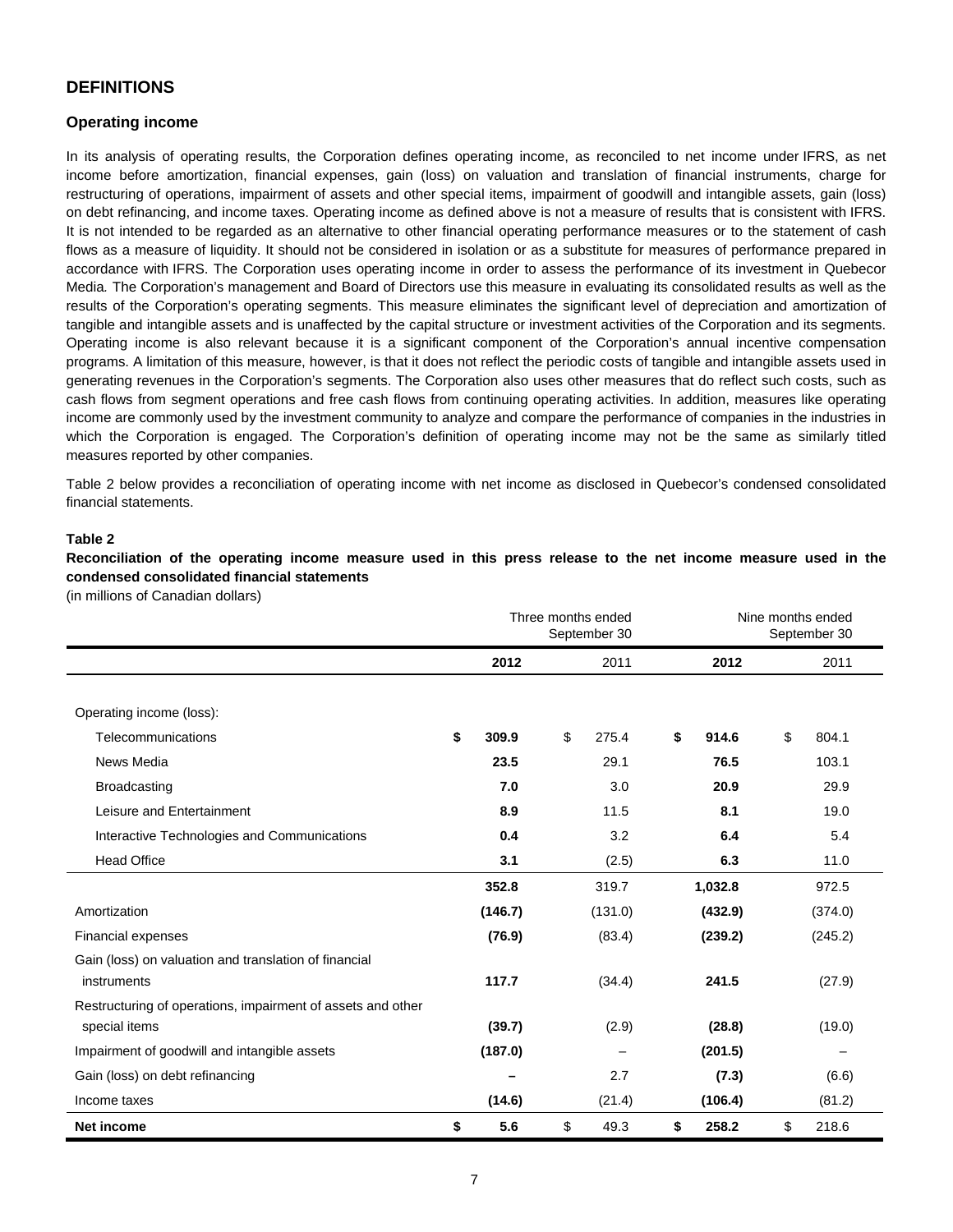## DEFINITIONS

### Operating income

In its analysis of operating results, the Corporation defines operating income, as reconciled to net income under IFRS, as net income before amortization, financial expenses, gain (loss) on valuation and translation of financial instruments, charge for restructuring of operations, impairment of assets and other special items, impairment of goodwill and intangible assets, gain (loss) on debt refinancing, and income taxes. Operating income as defined above is not a measure of results that is consistent with IFRS. It is not intended to be regarded as an alternative to other financial operating performance measures or to the statement of cash flows as a measure of liquidity. It should not be considered in isolation or as a substitute for measures of performance prepared in accordance with IFRS. The Corporation uses operating income in order to assess the performance of its investment in Quebecor Media*.* The Corporation's management and Board of Directors use this measure in evaluating its consolidated results as well as the results of the Corporation's operating segments. This measure eliminates the significant level of depreciation and amortization of tangible and intangible assets and is unaffected by the capital structure or investment activities of the Corporation and its segments. Operating income is also relevant because it is a significant component of the Corporation's annual incentive compensation programs. A limitation of this measure, however, is that it does not reflect the periodic costs of tangible and intangible assets used in generating revenues in the Corporation's segments. The Corporation also uses other measures that do reflect such costs, such as cash flows from segment operations and free cash flows from continuing operating activities. In addition, measures like operating income are commonly used by the investment community to analyze and compare the performance of companies in the industries in which the Corporation is engaged. The Corporation's definition of operating income may not be the same as similarly titled measures reported by other companies.

Table 2 below provides a reconciliation of operating income with net income as disclosed in Quebecor's condensed consolidated financial statements.

**Table 2**

**Reconciliation of the operating income measure used in this press release to the net income measure used in the condensed consolidated financial statements**

(in millions of Canadian dollars)

| | Three months ended September 30 | | Nine months ended September 30 | |
|---|---|---|---|---|
| | **2012** | 2011 | **2012** | 2011 |
| Operating income (loss): | | | | |
| Telecommunications | **$ 309.9** | $ 275.4 | **$ 914.6** | $ 804.1 |
| News Media | **23.5** | 29.1 | **76.5** | 103.1 |
| Broadcasting | **7.0** | 3.0 | **20.9** | 29.9 |
| Leisure and Entertainment | **8.9** | 11.5 | **8.1** | 19.0 |
| Interactive Technologies and Communications | **0.4** | 3.2 | **6.4** | 5.4 |
| Head Office | **3.1** | (2.5) | **6.3** | 11.0 |
| | **352.8** | 319.7 | **1,032.8** | 972.5 |
| Amortization | **(146.7)** | (131.0) | **(432.9)** | (374.0) |
| Financial expenses | **(76.9)** | (83.4) | **(239.2)** | (245.2) |
| Gain (loss) on valuation and translation of financial instruments | **117.7** | (34.4) | **241.5** | (27.9) |
| Restructuring of operations, impairment of assets and other special items | **(39.7)** | (2.9) | **(28.8)** | (19.0) |
| Impairment of goodwill and intangible assets | **(187.0)** | – | **(201.5)** | – |
| Gain (loss) on debt refinancing | **–** | 2.7 | **(7.3)** | (6.6) |
| Income taxes | **(14.6)** | (21.4) | **(106.4)** | (81.2) |
| **Net income** | **$ 5.6** | $ 49.3 | **$ 258.2** | $ 218.6 |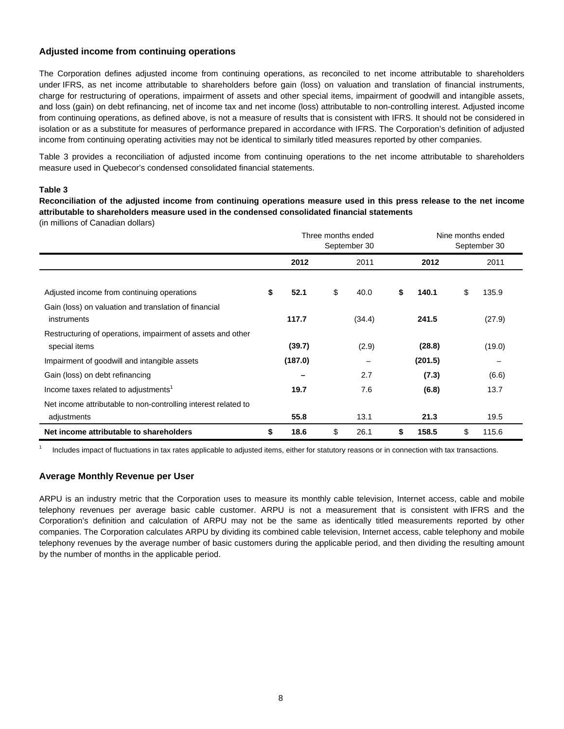## Adjusted income from continuing operations

The Corporation defines adjusted income from continuing operations, as reconciled to net income attributable to shareholders under IFRS, as net income attributable to shareholders before gain (loss) on valuation and translation of financial instruments, charge for restructuring of operations, impairment of assets and other special items, impairment of goodwill and intangible assets, and loss (gain) on debt refinancing, net of income tax and net income (loss) attributable to non-controlling interest. Adjusted income from continuing operations, as defined above, is not a measure of results that is consistent with IFRS. It should not be considered in isolation or as a substitute for measures of performance prepared in accordance with IFRS. The Corporation's definition of adjusted income from continuing operating activities may not be identical to similarly titled measures reported by other companies.

Table 3 provides a reconciliation of adjusted income from continuing operations to the net income attributable to shareholders measure used in Quebecor's condensed consolidated financial statements.

**Table 3**

**Reconciliation of the adjusted income from continuing operations measure used in this press release to the net income attributable to shareholders measure used in the condensed consolidated financial statements**

(in millions of Canadian dollars)

| | Three months ended September 30 | | Nine months ended September 30 | |
|---|---|---|---|---|
| | **2012** | 2011 | **2012** | 2011 |
| Adjusted income from continuing operations | **$ 52.1** | $ 40.0 | **$ 140.1** | $ 135.9 |
| Gain (loss) on valuation and translation of financial instruments | **117.7** | (34.4) | **241.5** | (27.9) |
| Restructuring of operations, impairment of assets and other special items | **(39.7)** | (2.9) | **(28.8)** | (19.0) |
| Impairment of goodwill and intangible assets | **(187.0)** | – | **(201.5)** | – |
| Gain (loss) on debt refinancing | **–** | 2.7 | **(7.3)** | (6.6) |
| Income taxes related to adjustments[1] | **19.7** | 7.6 | **(6.8)** | 13.7 |
| Net income attributable to non-controlling interest related to adjustments | **55.8** | 13.1 | **21.3** | 19.5 |
| **Net income attributable to shareholders** | **$ 18.6** | $ 26.1 | **$ 158.5** | $ 115.6 |

[1] Includes impact of fluctuations in tax rates applicable to adjusted items, either for statutory reasons or in connection with tax transactions.

## Average Monthly Revenue per User

ARPU is an industry metric that the Corporation uses to measure its monthly cable television, Internet access, cable and mobile telephony revenues per average basic cable customer. ARPU is not a measurement that is consistent with IFRS and the Corporation's definition and calculation of ARPU may not be the same as identically titled measurements reported by other companies. The Corporation calculates ARPU by dividing its combined cable television, Internet access, cable telephony and mobile telephony revenues by the average number of basic customers during the applicable period, and then dividing the resulting amount by the number of months in the applicable period.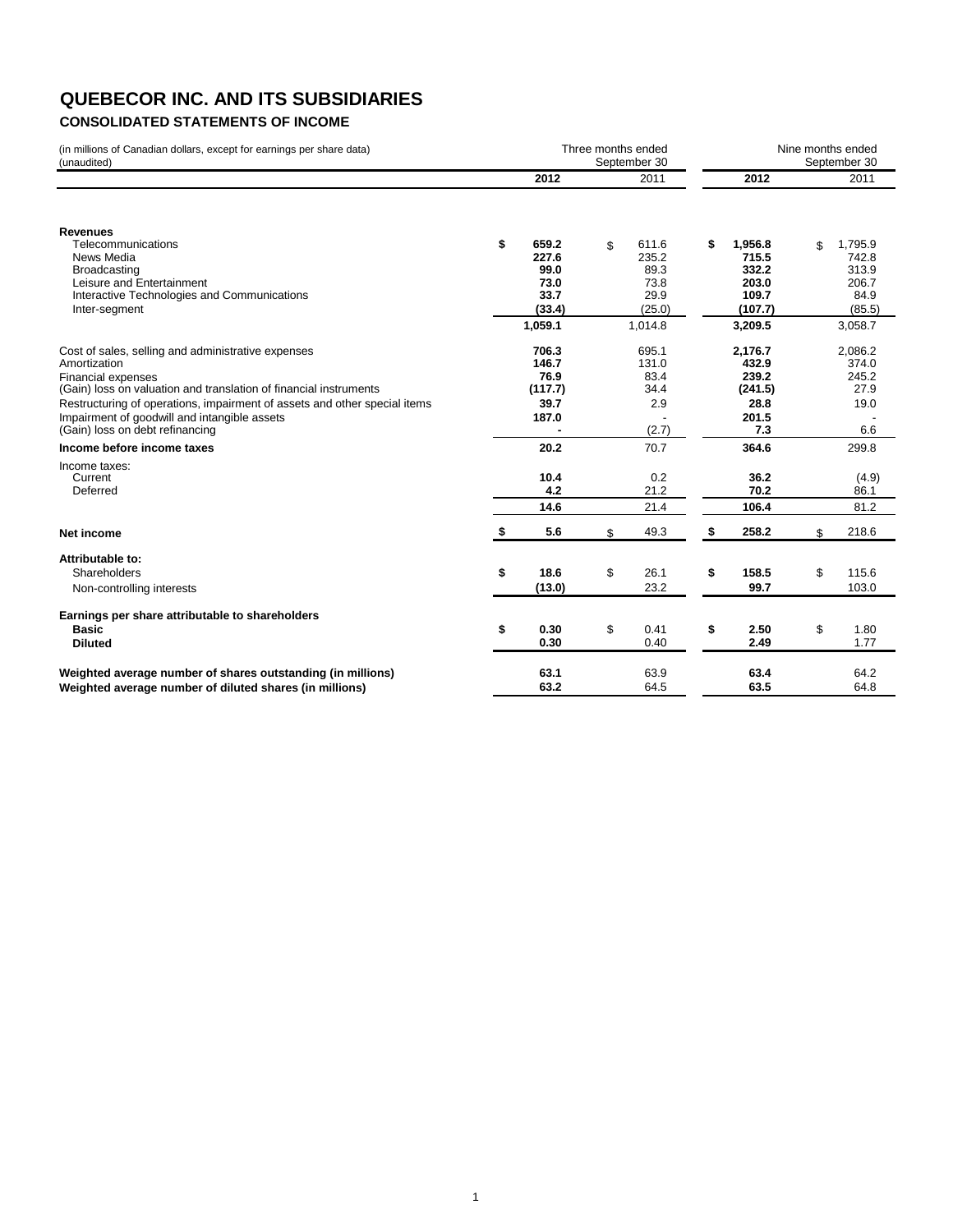# QUEBECOR INC. AND ITS SUBSIDIARIES

## CONSOLIDATED STATEMENTS OF INCOME

| (in millions of Canadian dollars, except for earnings per share data) (unaudited) | Three months ended September 30 | | Nine months ended September 30 | |
|---|---|---|---|---|
| | **2012** | 2011 | **2012** | 2011 |
| **Revenues** | | | | |
| Telecommunications | **$ 659.2** | $ 611.6 | **$ 1,956.8** | $ 1,795.9 |
| News Media | **227.6** | 235.2 | **715.5** | 742.8 |
| Broadcasting | **99.0** | 89.3 | **332.2** | 313.9 |
| Leisure and Entertainment | **73.0** | 73.8 | **203.0** | 206.7 |
| Interactive Technologies and Communications | **33.7** | 29.9 | **109.7** | 84.9 |
| Inter-segment | **(33.4)** | (25.0) | **(107.7)** | (85.5) |
| | **1,059.1** | 1,014.8 | **3,209.5** | 3,058.7 |
| Cost of sales, selling and administrative expenses | **706.3** | 695.1 | **2,176.7** | 2,086.2 |
| Amortization | **146.7** | 131.0 | **432.9** | 374.0 |
| Financial expenses | **76.9** | 83.4 | **239.2** | 245.2 |
| (Gain) loss on valuation and translation of financial instruments | **(117.7)** | 34.4 | **(241.5)** | 27.9 |
| Restructuring of operations, impairment of assets and other special items | **39.7** | 2.9 | **28.8** | 19.0 |
| Impairment of goodwill and intangible assets | **187.0** | - | **201.5** | - |
| (Gain) loss on debt refinancing | **-** | (2.7) | **7.3** | 6.6 |
| **Income before income taxes** | **20.2** | 70.7 | **364.6** | 299.8 |
| Income taxes: | | | | |
| Current | **10.4** | 0.2 | **36.2** | (4.9) |
| Deferred | **4.2** | 21.2 | **70.2** | 86.1 |
| | **14.6** | 21.4 | **106.4** | 81.2 |
| **Net income** | **$ 5.6** | $ 49.3 | **$ 258.2** | $ 218.6 |
| **Attributable to:** | | | | |
| Shareholders | **$ 18.6** | $ 26.1 | **$ 158.5** | $ 115.6 |
| Non-controlling interests | **(13.0)** | 23.2 | **99.7** | 103.0 |
| **Earnings per share attributable to shareholders** | | | | |
| **Basic** | **$ 0.30** | $ 0.41 | **$ 2.50** | $ 1.80 |
| **Diluted** | **0.30** | 0.40 | **2.49** | 1.77 |
| **Weighted average number of shares outstanding (in millions)** | **63.1** | 63.9 | **63.4** | 64.2 |
| **Weighted average number of diluted shares (in millions)** | **63.2** | 64.5 | **63.5** | 64.8 |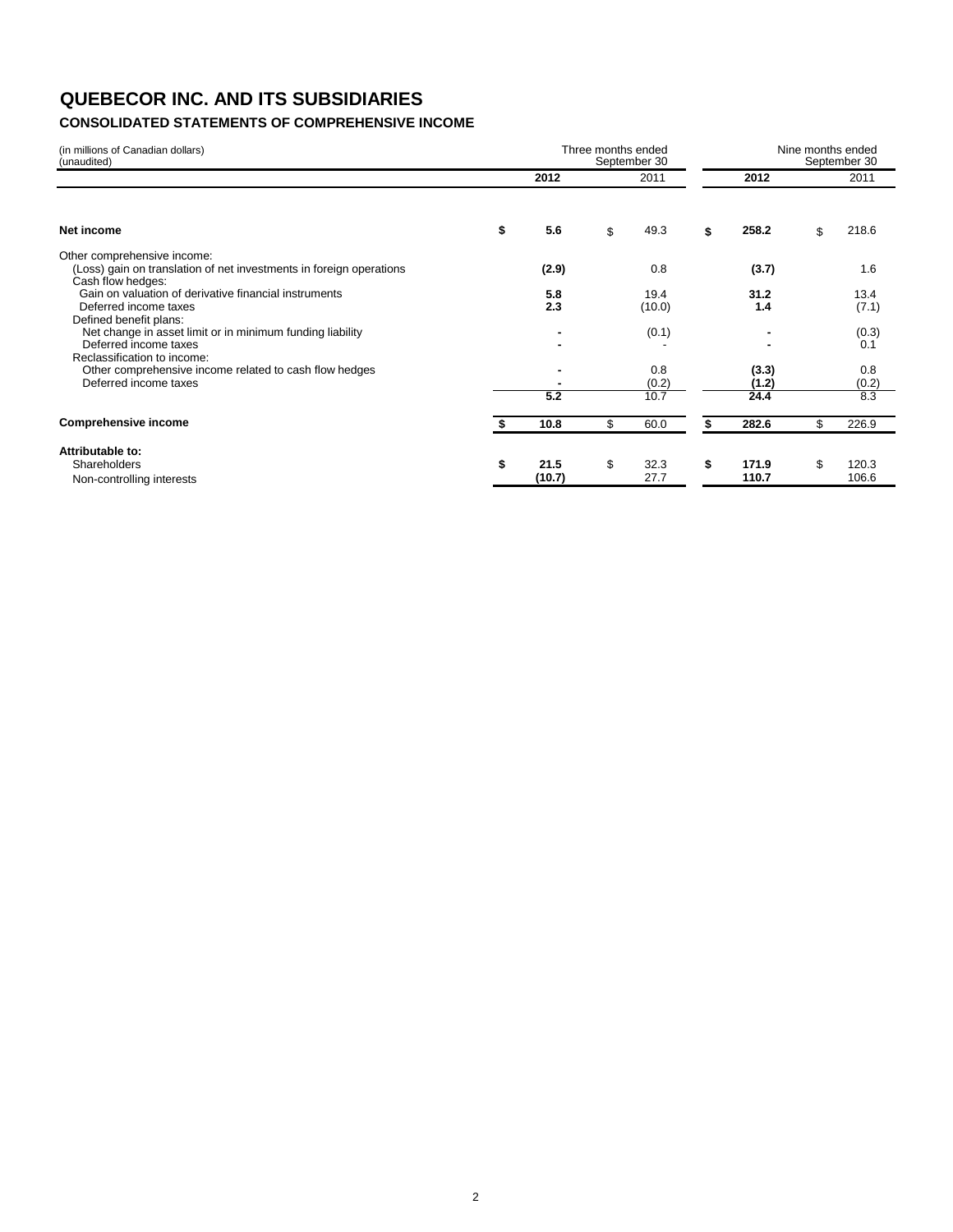# QUEBECOR INC. AND ITS SUBSIDIARIES

## CONSOLIDATED STATEMENTS OF COMPREHENSIVE INCOME

| (in millions of Canadian dollars) (unaudited) | Three months ended September 30 | | Nine months ended September 30 | |
|---|---|---|---|---|
| | **2012** | 2011 | **2012** | 2011 |
| **Net income** | **$ 5.6** | $ 49.3 | **$ 258.2** | $ 218.6 |
| Other comprehensive income: | | | | |
| (Loss) gain on translation of net investments in foreign operations | **(2.9)** | 0.8 | **(3.7)** | 1.6 |
| Cash flow hedges: | | | | |
| Gain on valuation of derivative financial instruments | **5.8** | 19.4 | **31.2** | 13.4 |
| Deferred income taxes | **2.3** | (10.0) | **1.4** | (7.1) |
| Defined benefit plans: | | | | |
| Net change in asset limit or in minimum funding liability | **-** | (0.1) | **-** | (0.3) |
| Deferred income taxes | **-** | - | **-** | 0.1 |
| Reclassification to income: | | | | |
| Other comprehensive income related to cash flow hedges | **-** | 0.8 | **(3.3)** | 0.8 |
| Deferred income taxes | **-** | (0.2) | **(1.2)** | (0.2) |
| | **5.2** | 10.7 | **24.4** | 8.3 |
| **Comprehensive income** | **$ 10.8** | $ 60.0 | **$ 282.6** | $ 226.9 |
| **Attributable to:** | | | | |
| Shareholders | **$ 21.5** | $ 32.3 | **$ 171.9** | $ 120.3 |
| Non-controlling interests | **(10.7)** | 27.7 | **110.7** | 106.6 |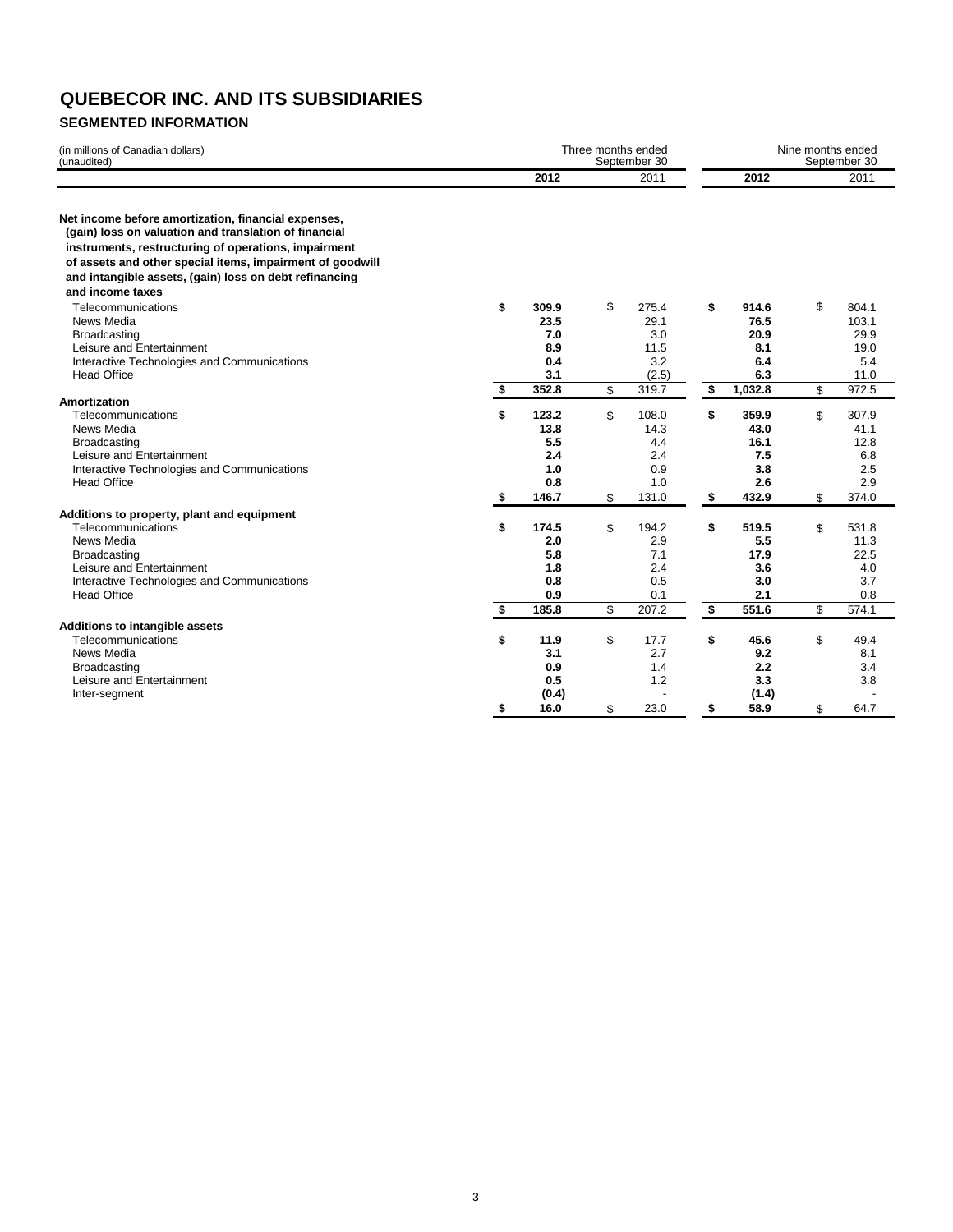# QUEBECOR INC. AND ITS SUBSIDIARIES

### SEGMENTED INFORMATION

| (in millions of Canadian dollars) (unaudited) | Three months ended September 30 | | Nine months ended September 30 | |
|---|---|---|---|---|
| | **2012** | 2011 | **2012** | 2011 |
| **Net income before amortization, financial expenses, (gain) loss on valuation and translation of financial instruments, restructuring of operations, impairment of assets and other special items, impairment of goodwill and intangible assets, (gain) loss on debt refinancing and income taxes** | | | | |
| Telecommunications | **$ 309.9** | $ 275.4 | **$ 914.6** | $ 804.1 |
| News Media | **23.5** | 29.1 | **76.5** | 103.1 |
| Broadcasting | **7.0** | 3.0 | **20.9** | 29.9 |
| Leisure and Entertainment | **8.9** | 11.5 | **8.1** | 19.0 |
| Interactive Technologies and Communications | **0.4** | 3.2 | **6.4** | 5.4 |
| Head Office | **3.1** | (2.5) | **6.3** | 11.0 |
| | **$ 352.8** | $ 319.7 | **$ 1,032.8** | $ 972.5 |
| **Amortization** | | | | |
| Telecommunications | **$ 123.2** | $ 108.0 | **$ 359.9** | $ 307.9 |
| News Media | **13.8** | 14.3 | **43.0** | 41.1 |
| Broadcasting | **5.5** | 4.4 | **16.1** | 12.8 |
| Leisure and Entertainment | **2.4** | 2.4 | **7.5** | 6.8 |
| Interactive Technologies and Communications | **1.0** | 0.9 | **3.8** | 2.5 |
| Head Office | **0.8** | 1.0 | **2.6** | 2.9 |
| | **$ 146.7** | $ 131.0 | **$ 432.9** | $ 374.0 |
| **Additions to property, plant and equipment** | | | | |
| Telecommunications | **$ 174.5** | $ 194.2 | **$ 519.5** | $ 531.8 |
| News Media | **2.0** | 2.9 | **5.5** | 11.3 |
| Broadcasting | **5.8** | 7.1 | **17.9** | 22.5 |
| Leisure and Entertainment | **1.8** | 2.4 | **3.6** | 4.0 |
| Interactive Technologies and Communications | **0.8** | 0.5 | **3.0** | 3.7 |
| Head Office | **0.9** | 0.1 | **2.1** | 0.8 |
| | **$ 185.8** | $ 207.2 | **$ 551.6** | $ 574.1 |
| **Additions to intangible assets** | | | | |
| Telecommunications | **$ 11.9** | $ 17.7 | **$ 45.6** | $ 49.4 |
| News Media | **3.1** | 2.7 | **9.2** | 8.1 |
| Broadcasting | **0.9** | 1.4 | **2.2** | 3.4 |
| Leisure and Entertainment | **0.5** | 1.2 | **3.3** | 3.8 |
| Inter-segment | **(0.4)** | - | **(1.4)** | - |
| | **$ 16.0** | $ 23.0 | **$ 58.9** | $ 64.7 |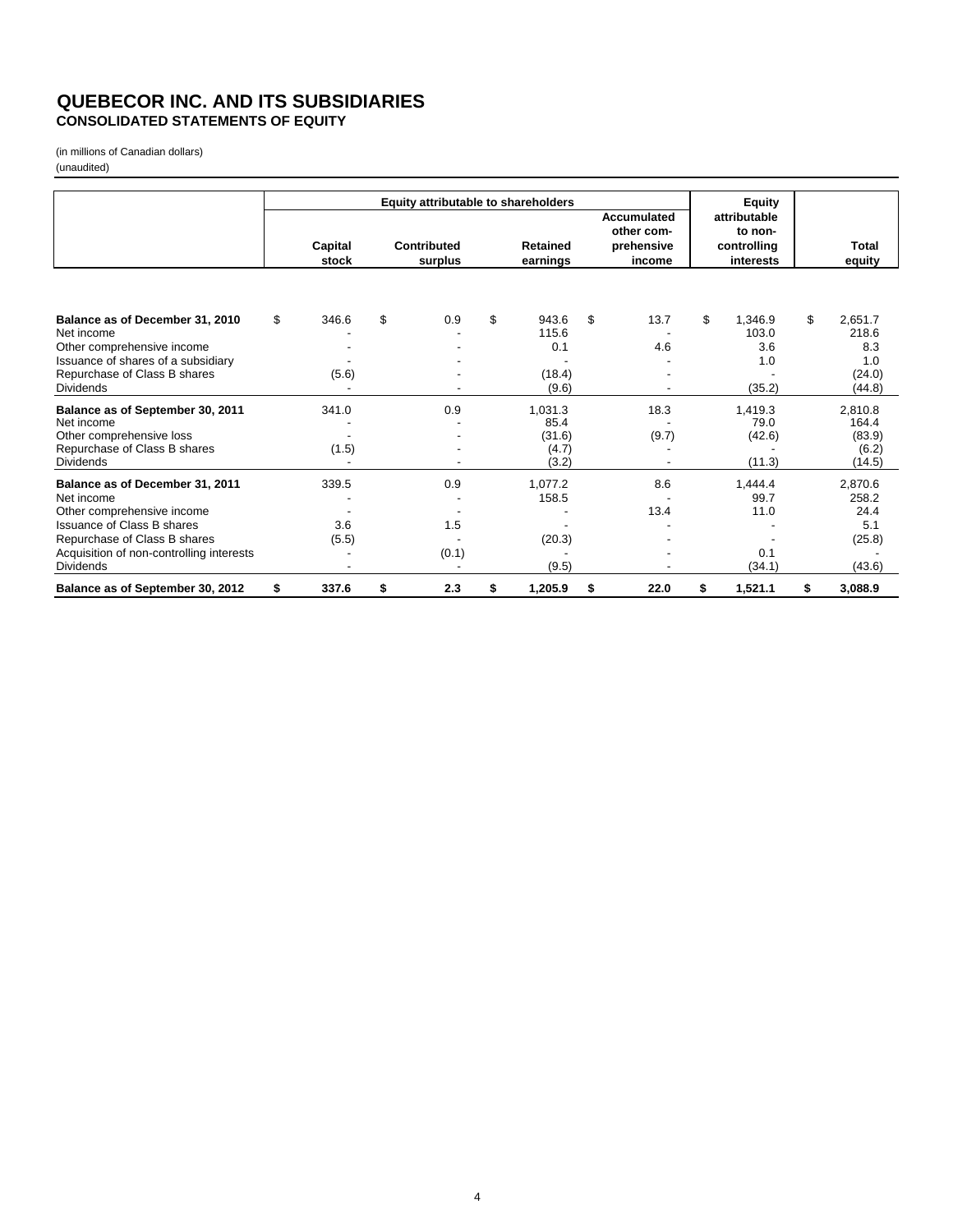# QUEBECOR INC. AND ITS SUBSIDIARIES
## CONSOLIDATED STATEMENTS OF EQUITY

(in millions of Canadian dollars)
(unaudited)

| | Equity attributable to shareholders | | | | Equity attributable to non-controlling interests | |
|---|---|---|---|---|---|---|
| | Capital stock | Contributed surplus | Retained earnings | Accumulated other comprehensive income | | Total equity |
| **Balance as of December 31, 2010** | $ 346.6 | $ 0.9 | $ 943.6 | $ 13.7 | $ 1,346.9 | $ 2,651.7 |
| Net income | - | - | 115.6 | - | 103.0 | 218.6 |
| Other comprehensive income | - | - | 0.1 | 4.6 | 3.6 | 8.3 |
| Issuance of shares of a subsidiary | - | - | - | - | 1.0 | 1.0 |
| Repurchase of Class B shares | (5.6) | - | (18.4) | - | - | (24.0) |
| Dividends | - | - | (9.6) | - | (35.2) | (44.8) |
| **Balance as of September 30, 2011** | 341.0 | 0.9 | 1,031.3 | 18.3 | 1,419.3 | 2,810.8 |
| Net income | - | - | 85.4 | - | 79.0 | 164.4 |
| Other comprehensive loss | - | - | (31.6) | (9.7) | (42.6) | (83.9) |
| Repurchase of Class B shares | (1.5) | - | (4.7) | - | - | (6.2) |
| Dividends | - | - | (3.2) | - | (11.3) | (14.5) |
| **Balance as of December 31, 2011** | 339.5 | 0.9 | 1,077.2 | 8.6 | 1,444.4 | 2,870.6 |
| Net income | - | - | 158.5 | - | 99.7 | 258.2 |
| Other comprehensive income | - | - | - | 13.4 | 11.0 | 24.4 |
| Issuance of Class B shares | 3.6 | 1.5 | - | - | - | 5.1 |
| Repurchase of Class B shares | (5.5) | - | (20.3) | - | - | (25.8) |
| Acquisition of non-controlling interests | - | (0.1) | - | - | 0.1 | - |
| Dividends | - | - | (9.5) | - | (34.1) | (43.6) |
| **Balance as of September 30, 2012** | **$ 337.6** | **$ 2.3** | **$ 1,205.9** | **$ 22.0** | **$ 1,521.1** | **$ 3,088.9** |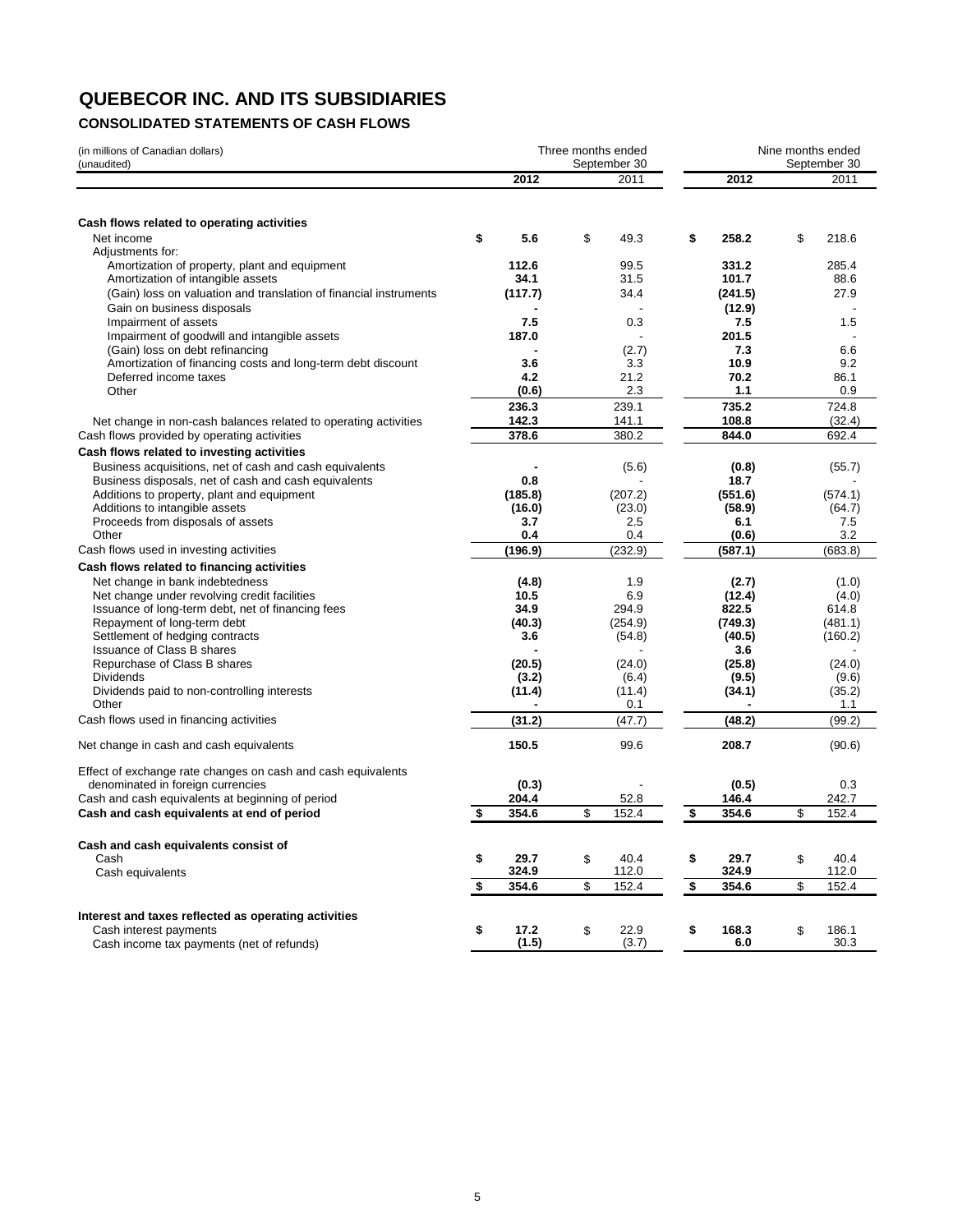# QUEBECOR INC. AND ITS SUBSIDIARIES

### CONSOLIDATED STATEMENTS OF CASH FLOWS

(in millions of Canadian dollars)
(unaudited)

| | Three months ended September 30 | | Nine months ended September 30 | |
|---|---|---|---|---|
| | **2012** | 2011 | **2012** | 2011 |
| **Cash flows related to operating activities** | | | | |
| Net income | **$ 5.6** | $ 49.3 | **$ 258.2** | $ 218.6 |
| Adjustments for: | | | | |
| Amortization of property, plant and equipment | **112.6** | 99.5 | **331.2** | 285.4 |
| Amortization of intangible assets | **34.1** | 31.5 | **101.7** | 88.6 |
| (Gain) loss on valuation and translation of financial instruments | **(117.7)** | 34.4 | **(241.5)** | 27.9 |
| Gain on business disposals | **-** | - | **(12.9)** | - |
| Impairment of assets | **7.5** | 0.3 | **7.5** | 1.5 |
| Impairment of goodwill and intangible assets | **187.0** | - | **201.5** | - |
| (Gain) loss on debt refinancing | **-** | (2.7) | **7.3** | 6.6 |
| Amortization of financing costs and long-term debt discount | **3.6** | 3.3 | **10.9** | 9.2 |
| Deferred income taxes | **4.2** | 21.2 | **70.2** | 86.1 |
| Other | **(0.6)** | 2.3 | **1.1** | 0.9 |
| | **236.3** | 239.1 | **735.2** | 724.8 |
| Net change in non-cash balances related to operating activities | **142.3** | 141.1 | **108.8** | (32.4) |
| Cash flows provided by operating activities | **378.6** | 380.2 | **844.0** | 692.4 |
| **Cash flows related to investing activities** | | | | |
| Business acquisitions, net of cash and cash equivalents | **-** | (5.6) | **(0.8)** | (55.7) |
| Business disposals, net of cash and cash equivalents | **0.8** | - | **18.7** | - |
| Additions to property, plant and equipment | **(185.8)** | (207.2) | **(551.6)** | (574.1) |
| Additions to intangible assets | **(16.0)** | (23.0) | **(58.9)** | (64.7) |
| Proceeds from disposals of assets | **3.7** | 2.5 | **6.1** | 7.5 |
| Other | **0.4** | 0.4 | **(0.6)** | 3.2 |
| Cash flows used in investing activities | **(196.9)** | (232.9) | **(587.1)** | (683.8) |
| **Cash flows related to financing activities** | | | | |
| Net change in bank indebtedness | **(4.8)** | 1.9 | **(2.7)** | (1.0) |
| Net change under revolving credit facilities | **10.5** | 6.9 | **(12.4)** | (4.0) |
| Issuance of long-term debt, net of financing fees | **34.9** | 294.9 | **822.5** | 614.8 |
| Repayment of long-term debt | **(40.3)** | (254.9) | **(749.3)** | (481.1) |
| Settlement of hedging contracts | **3.6** | (54.8) | **(40.5)** | (160.2) |
| Issuance of Class B shares | **-** | - | **3.6** | - |
| Repurchase of Class B shares | **(20.5)** | (24.0) | **(25.8)** | (24.0) |
| Dividends | **(3.2)** | (6.4) | **(9.5)** | (9.6) |
| Dividends paid to non-controlling interests | **(11.4)** | (11.4) | **(34.1)** | (35.2) |
| Other | **-** | 0.1 | **-** | 1.1 |
| Cash flows used in financing activities | **(31.2)** | (47.7) | **(48.2)** | (99.2) |
| Net change in cash and cash equivalents | **150.5** | 99.6 | **208.7** | (90.6) |
| Effect of exchange rate changes on cash and cash equivalents denominated in foreign currencies | **(0.3)** | - | **(0.5)** | 0.3 |
| Cash and cash equivalents at beginning of period | **204.4** | 52.8 | **146.4** | 242.7 |
| **Cash and cash equivalents at end of period** | **$ 354.6** | $ 152.4 | **$ 354.6** | $ 152.4 |
| **Cash and cash equivalents consist of** | | | | |
| Cash | **$ 29.7** | $ 40.4 | **$ 29.7** | $ 40.4 |
| Cash equivalents | **324.9** | 112.0 | **324.9** | 112.0 |
| | **$ 354.6** | $ 152.4 | **$ 354.6** | $ 152.4 |
| **Interest and taxes reflected as operating activities** | | | | |
| Cash interest payments | **$ 17.2** | $ 22.9 | **$ 168.3** | $ 186.1 |
| Cash income tax payments (net of refunds) | **(1.5)** | (3.7) | **6.0** | 30.3 |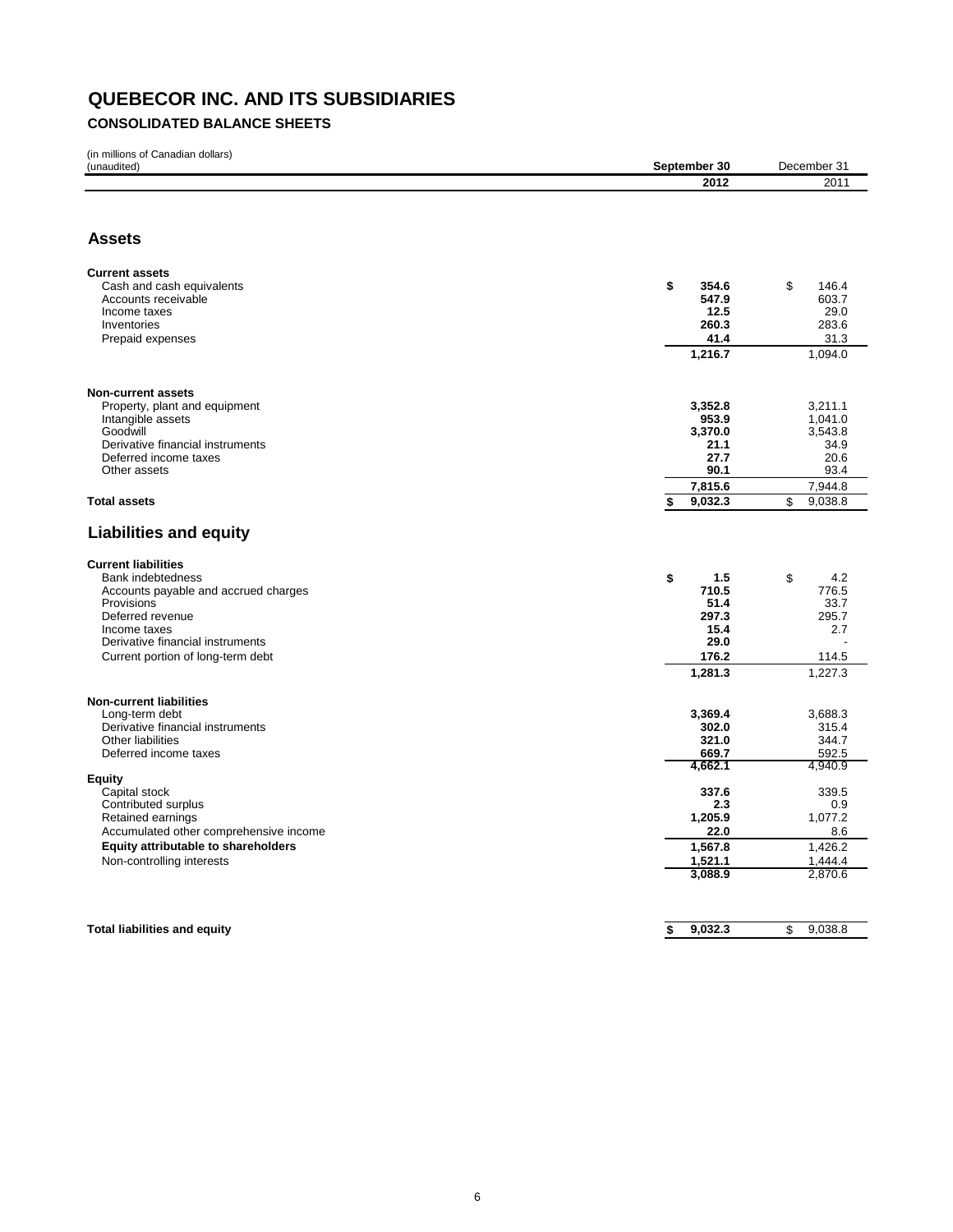# QUEBECOR INC. AND ITS SUBSIDIARIES

## CONSOLIDATED BALANCE SHEETS

(in millions of Canadian dollars)
(unaudited)

| | September 30 2012 | December 31 2011 |
|---|---|---|
| **Assets** | | |
| **Current assets** | | |
| Cash and cash equivalents | $ 354.6 | $ 146.4 |
| Accounts receivable | 547.9 | 603.7 |
| Income taxes | 12.5 | 29.0 |
| Inventories | 260.3 | 283.6 |
| Prepaid expenses | 41.4 | 31.3 |
| | 1,216.7 | 1,094.0 |
| **Non-current assets** | | |
| Property, plant and equipment | 3,352.8 | 3,211.1 |
| Intangible assets | 953.9 | 1,041.0 |
| Goodwill | 3,370.0 | 3,543.8 |
| Derivative financial instruments | 21.1 | 34.9 |
| Deferred income taxes | 27.7 | 20.6 |
| Other assets | 90.1 | 93.4 |
| | 7,815.6 | 7,944.8 |
| **Total assets** | $ 9,032.3 | $ 9,038.8 |
| **Liabilities and equity** | | |
| **Current liabilities** | | |
| Bank indebtedness | $ 1.5 | $ 4.2 |
| Accounts payable and accrued charges | 710.5 | 776.5 |
| Provisions | 51.4 | 33.7 |
| Deferred revenue | 297.3 | 295.7 |
| Income taxes | 15.4 | 2.7 |
| Derivative financial instruments | 29.0 | - |
| Current portion of long-term debt | 176.2 | 114.5 |
| | 1,281.3 | 1,227.3 |
| **Non-current liabilities** | | |
| Long-term debt | 3,369.4 | 3,688.3 |
| Derivative financial instruments | 302.0 | 315.4 |
| Other liabilities | 321.0 | 344.7 |
| Deferred income taxes | 669.7 | 592.5 |
| | 4,662.1 | 4,940.9 |
| **Equity** | | |
| Capital stock | 337.6 | 339.5 |
| Contributed surplus | 2.3 | 0.9 |
| Retained earnings | 1,205.9 | 1,077.2 |
| Accumulated other comprehensive income | 22.0 | 8.6 |
| **Equity attributable to shareholders** | 1,567.8 | 1,426.2 |
| Non-controlling interests | 1,521.1 | 1,444.4 |
| | 3,088.9 | 2,870.6 |
| **Total liabilities and equity** | $ 9,032.3 | $ 9,038.8 |